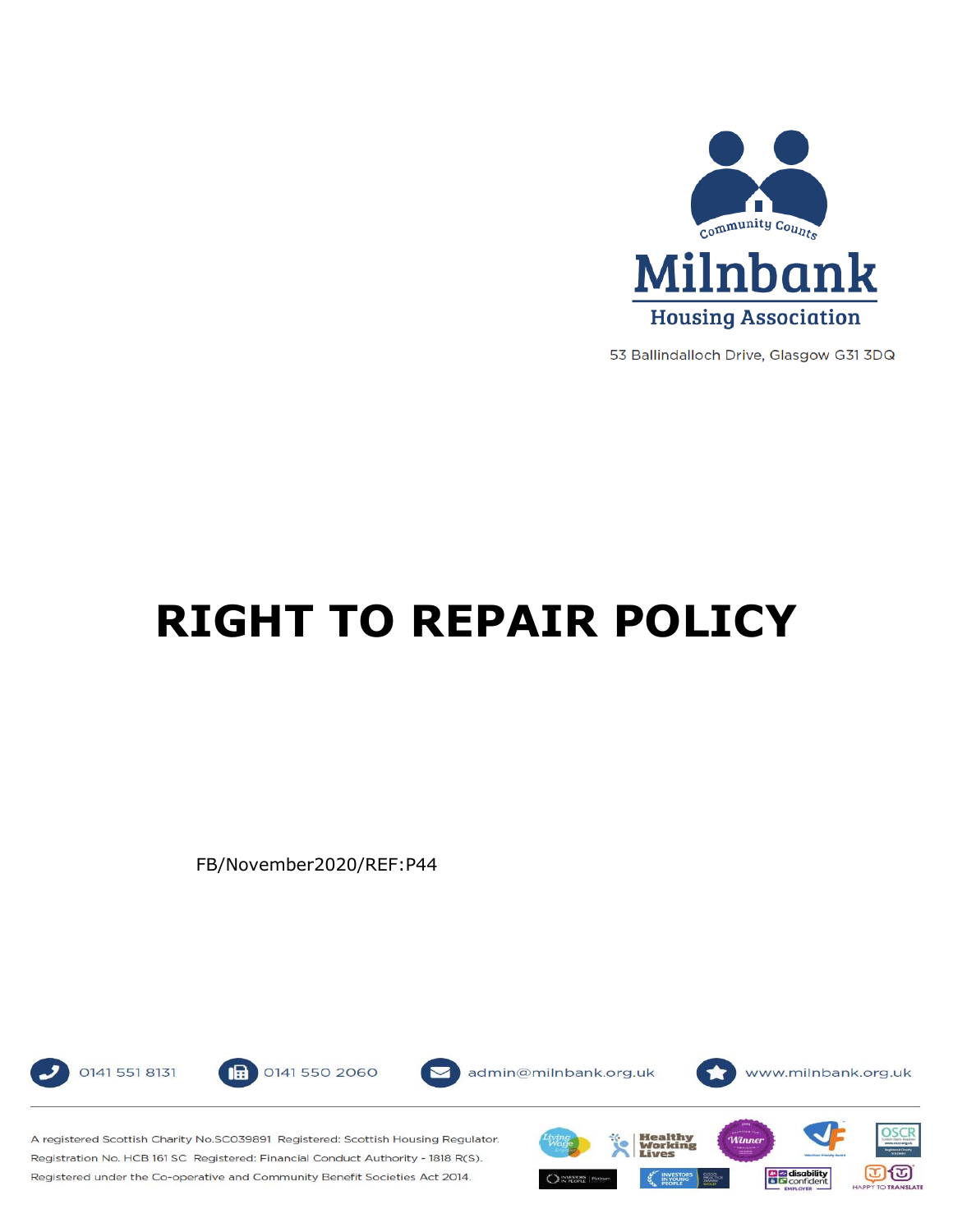Community Counts

Milnbank Housing Association

53 Ballindalloch Drive, Glasgow G31 3DQ

# RIGHT TO REPAIR POLICY

FB/November2020/REF:P44

0141 551 8131 0141 550 2060 admin@milnbank.org.uk www.milnbank.org.uk

A registered Scottish Charity No.SC039891 Registered: Scottish Housing Regulator. Registration No. HCB 161 SC Registered: Financial Conduct Authority - 1818 R(S). Registered under the Co-operative and Community Benefit Societies Act 2014.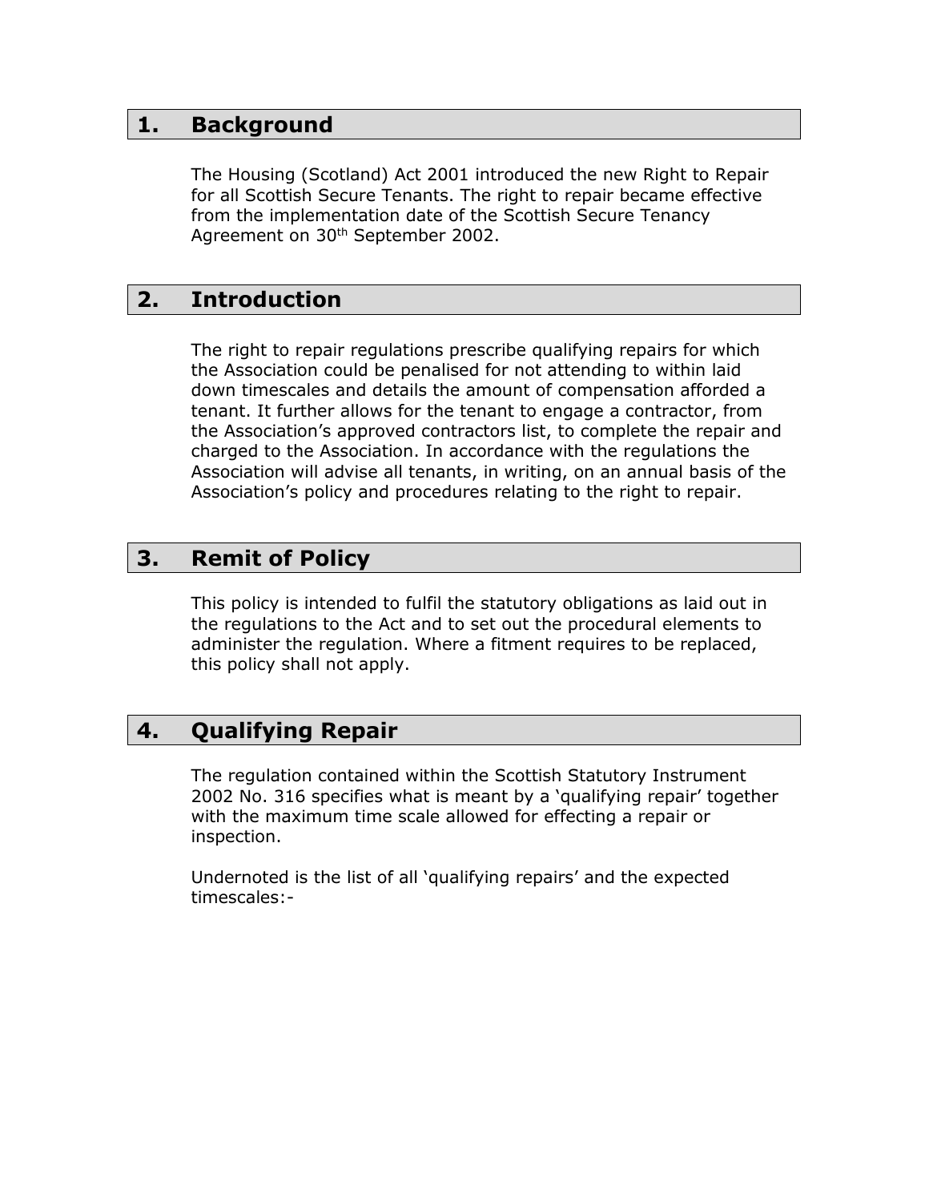## 1. Background

The Housing (Scotland) Act 2001 introduced the new Right to Repair for all Scottish Secure Tenants. The right to repair became effective from the implementation date of the Scottish Secure Tenancy Agreement on 30th September 2002.

## 2. Introduction

The right to repair regulations prescribe qualifying repairs for which the Association could be penalised for not attending to within laid down timescales and details the amount of compensation afforded a tenant. It further allows for the tenant to engage a contractor, from the Association's approved contractors list, to complete the repair and charged to the Association. In accordance with the regulations the Association will advise all tenants, in writing, on an annual basis of the Association's policy and procedures relating to the right to repair.

## 3. Remit of Policy

This policy is intended to fulfil the statutory obligations as laid out in the regulations to the Act and to set out the procedural elements to administer the regulation. Where a fitment requires to be replaced, this policy shall not apply.

## 4. Qualifying Repair

The regulation contained within the Scottish Statutory Instrument 2002 No. 316 specifies what is meant by a 'qualifying repair' together with the maximum time scale allowed for effecting a repair or inspection.

Undernoted is the list of all 'qualifying repairs' and the expected timescales:-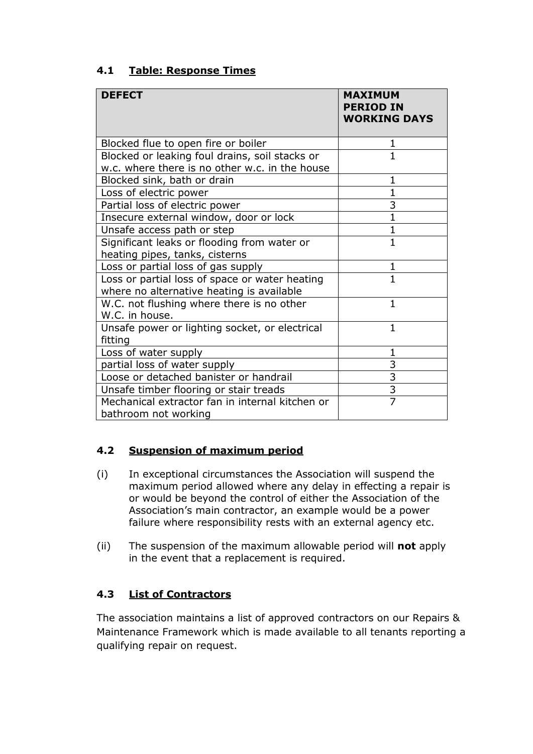### 4.1 Table: Response Times

| DEFECT | MAXIMUM PERIOD IN WORKING DAYS |
| --- | --- |
| Blocked flue to open fire or boiler | 1 |
| Blocked or leaking foul drains, soil stacks or w.c. where there is no other w.c. in the house | 1 |
| Blocked sink, bath or drain | 1 |
| Loss of electric power | 1 |
| Partial loss of electric power | 3 |
| Insecure external window, door or lock | 1 |
| Unsafe access path or step | 1 |
| Significant leaks or flooding from water or heating pipes, tanks, cisterns | 1 |
| Loss or partial loss of gas supply | 1 |
| Loss or partial loss of space or water heating where no alternative heating is available | 1 |
| W.C. not flushing where there is no other W.C. in house. | 1 |
| Unsafe power or lighting socket, or electrical fitting | 1 |
| Loss of water supply | 1 |
| partial loss of water supply | 3 |
| Loose or detached banister or handrail | 3 |
| Unsafe timber flooring or stair treads | 3 |
| Mechanical extractor fan in internal kitchen or bathroom not working | 7 |

### 4.2 Suspension of maximum period

(i) In exceptional circumstances the Association will suspend the maximum period allowed where any delay in effecting a repair is or would be beyond the control of either the Association of the Association's main contractor, an example would be a power failure where responsibility rests with an external agency etc.

(ii) The suspension of the maximum allowable period will **not** apply in the event that a replacement is required.

### 4.3 List of Contractors

The association maintains a list of approved contractors on our Repairs & Maintenance Framework which is made available to all tenants reporting a qualifying repair on request.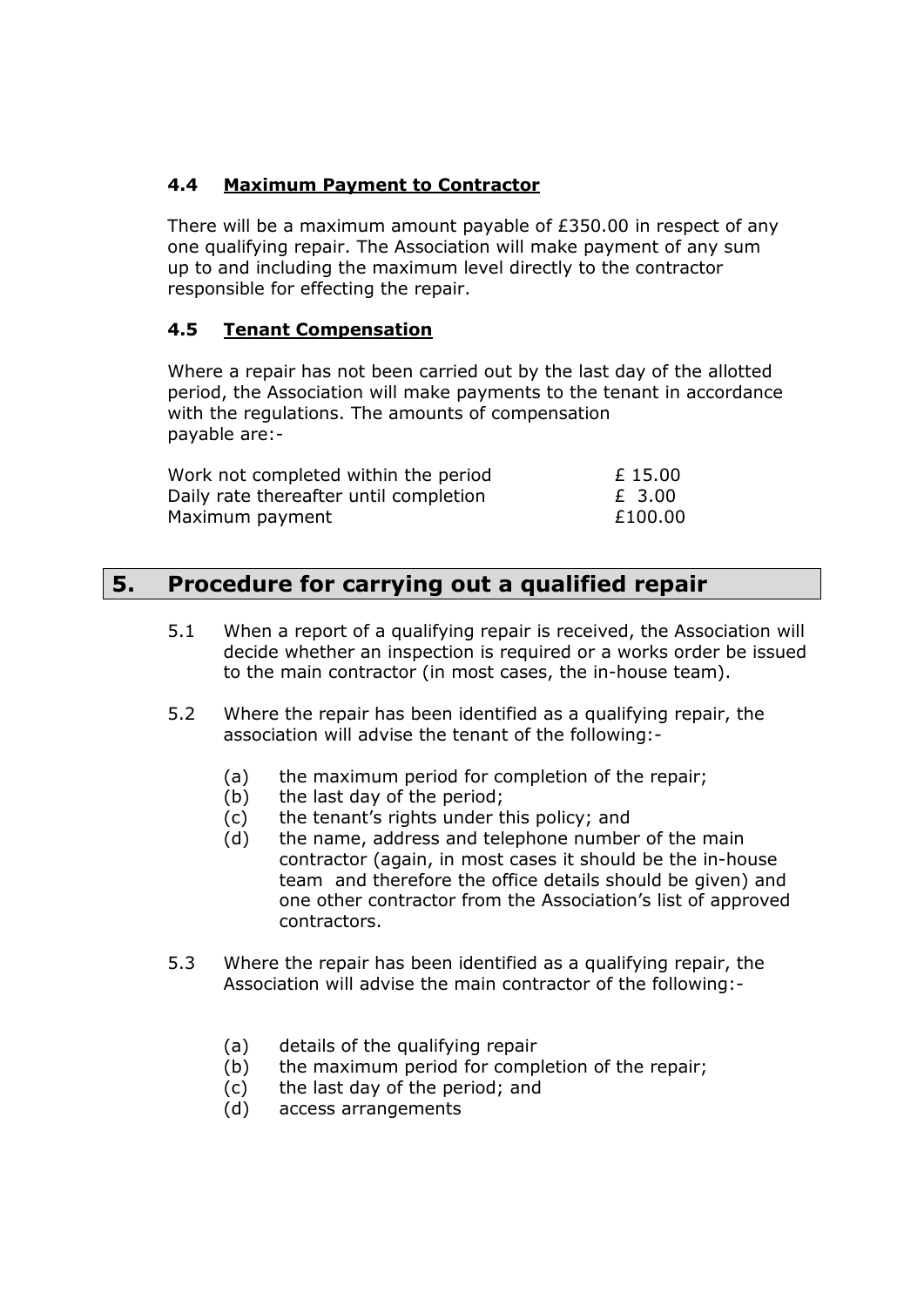### 4.4 **Maximum Payment to Contractor**

There will be a maximum amount payable of £350.00 in respect of any one qualifying repair. The Association will make payment of any sum up to and including the maximum level directly to the contractor responsible for effecting the repair.

### 4.5 **Tenant Compensation**

Where a repair has not been carried out by the last day of the allotted period, the Association will make payments to the tenant in accordance with the regulations. The amounts of compensation payable are:-

| | |
|---|---|
| Work not completed within the period | £ 15.00 |
| Daily rate thereafter until completion | £ 3.00 |
| Maximum payment | £100.00 |

## 5. Procedure for carrying out a qualified repair

5.1 When a report of a qualifying repair is received, the Association will decide whether an inspection is required or a works order be issued to the main contractor (in most cases, the in-house team).

5.2 Where the repair has been identified as a qualifying repair, the association will advise the tenant of the following:-

- (a) the maximum period for completion of the repair;
- (b) the last day of the period;
- (c) the tenant's rights under this policy; and
- (d) the name, address and telephone number of the main contractor (again, in most cases it should be the in-house team and therefore the office details should be given) and one other contractor from the Association's list of approved contractors.

5.3 Where the repair has been identified as a qualifying repair, the Association will advise the main contractor of the following:-

- (a) details of the qualifying repair
- (b) the maximum period for completion of the repair;
- (c) the last day of the period; and
- (d) access arrangements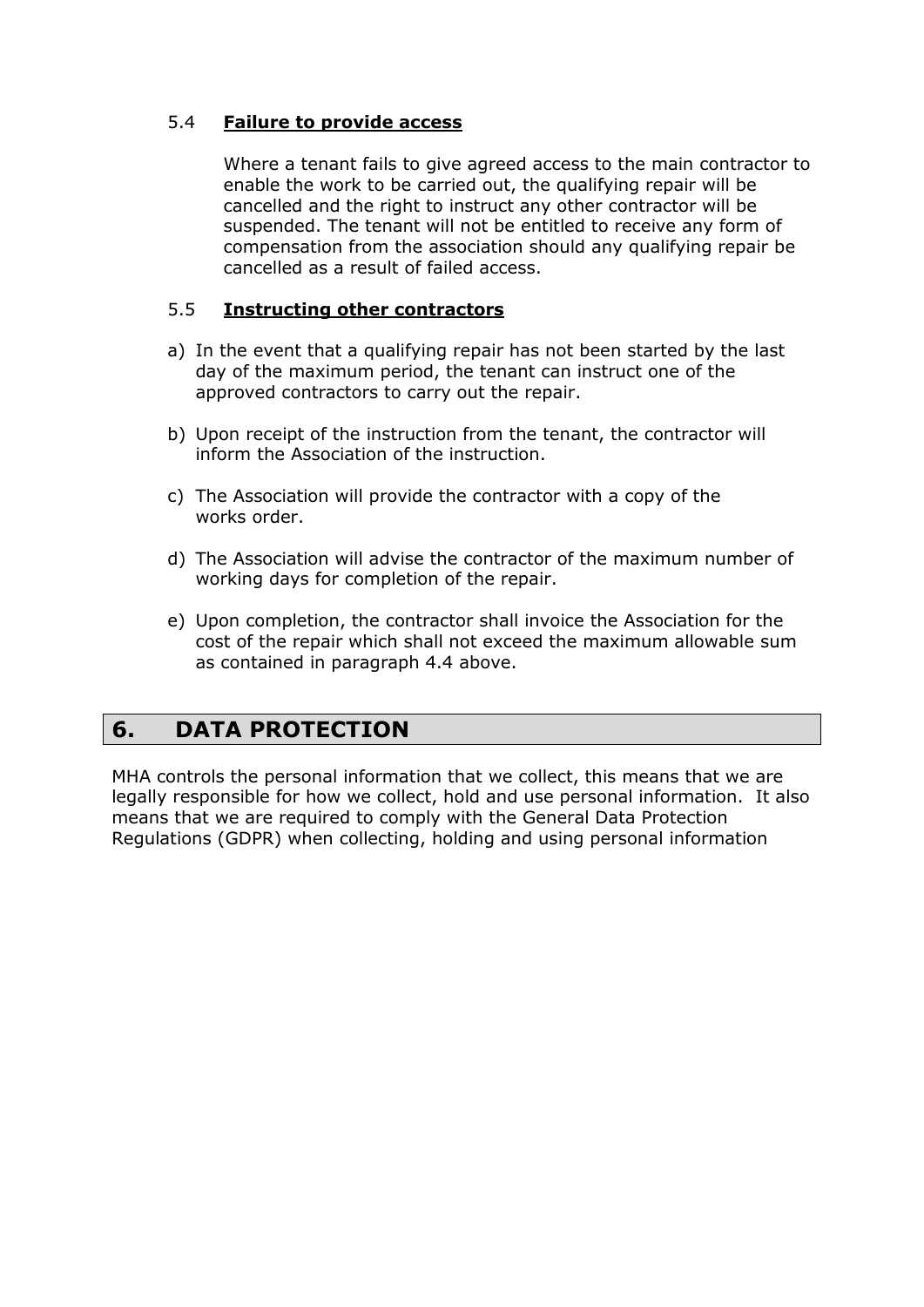### 5.4 **Failure to provide access**

Where a tenant fails to give agreed access to the main contractor to enable the work to be carried out, the qualifying repair will be cancelled and the right to instruct any other contractor will be suspended. The tenant will not be entitled to receive any form of compensation from the association should any qualifying repair be cancelled as a result of failed access.

### 5.5 **Instructing other contractors**

a) In the event that a qualifying repair has not been started by the last day of the maximum period, the tenant can instruct one of the approved contractors to carry out the repair.

b) Upon receipt of the instruction from the tenant, the contractor will inform the Association of the instruction.

c) The Association will provide the contractor with a copy of the works order.

d) The Association will advise the contractor of the maximum number of working days for completion of the repair.

e) Upon completion, the contractor shall invoice the Association for the cost of the repair which shall not exceed the maximum allowable sum as contained in paragraph 4.4 above.

## 6. DATA PROTECTION

MHA controls the personal information that we collect, this means that we are legally responsible for how we collect, hold and use personal information. It also means that we are required to comply with the General Data Protection Regulations (GDPR) when collecting, holding and using personal information